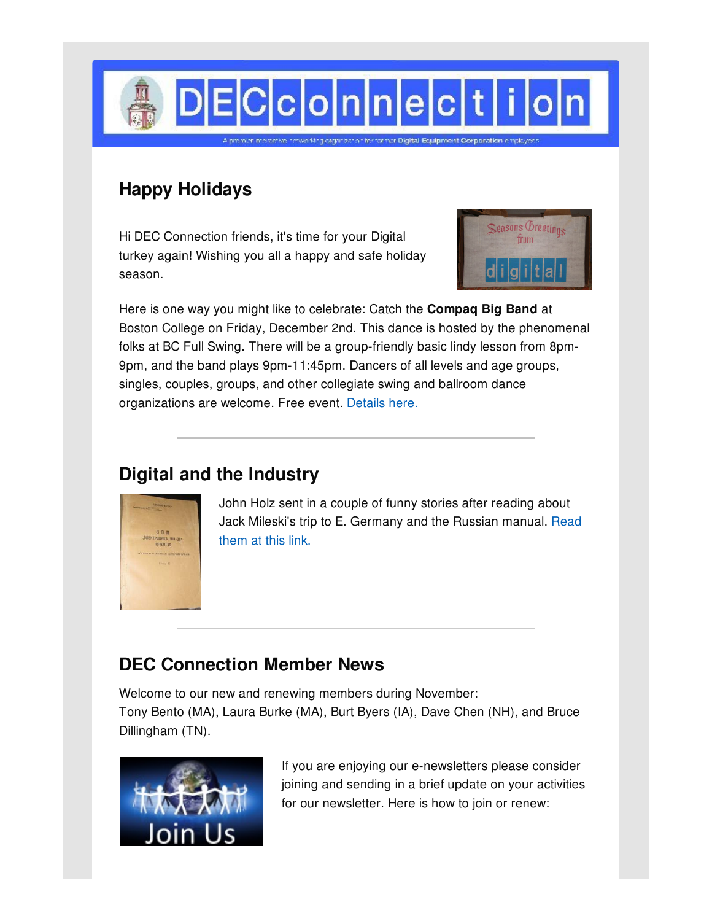# DECconnection

A premier non-profit networking organization for former Digital Equipment Corporation employees

## Happy Holidays

Hi DEC Connection friends, it's time for your Digital turkey again! Wishing you all a happy and safe holiday season.

Here is one way you might like to celebrate: Catch the **Compaq Big Band** at Boston College on Friday, December 2nd. This dance is hosted by the phenomenal folks at BC Full Swing. There will be a group-friendly basic lindy lesson from 8pm-9pm, and the band plays 9pm-11:45pm. Dancers of all levels and age groups, singles, couples, groups, and other collegiate swing and ballroom dance organizations are welcome. Free event. Details here.

---

## Digital and the Industry

John Holz sent in a couple of funny stories after reading about Jack Mileski's trip to E. Germany and the Russian manual. Read them at this link.

---

## DEC Connection Member News

Welcome to our new and renewing members during November:
Tony Bento (MA), Laura Burke (MA), Burt Byers (IA), Dave Chen (NH), and Bruce Dillingham (TN).

If you are enjoying our e-newsletters please consider joining and sending in a brief update on your activities for our newsletter. Here is how to join or renew: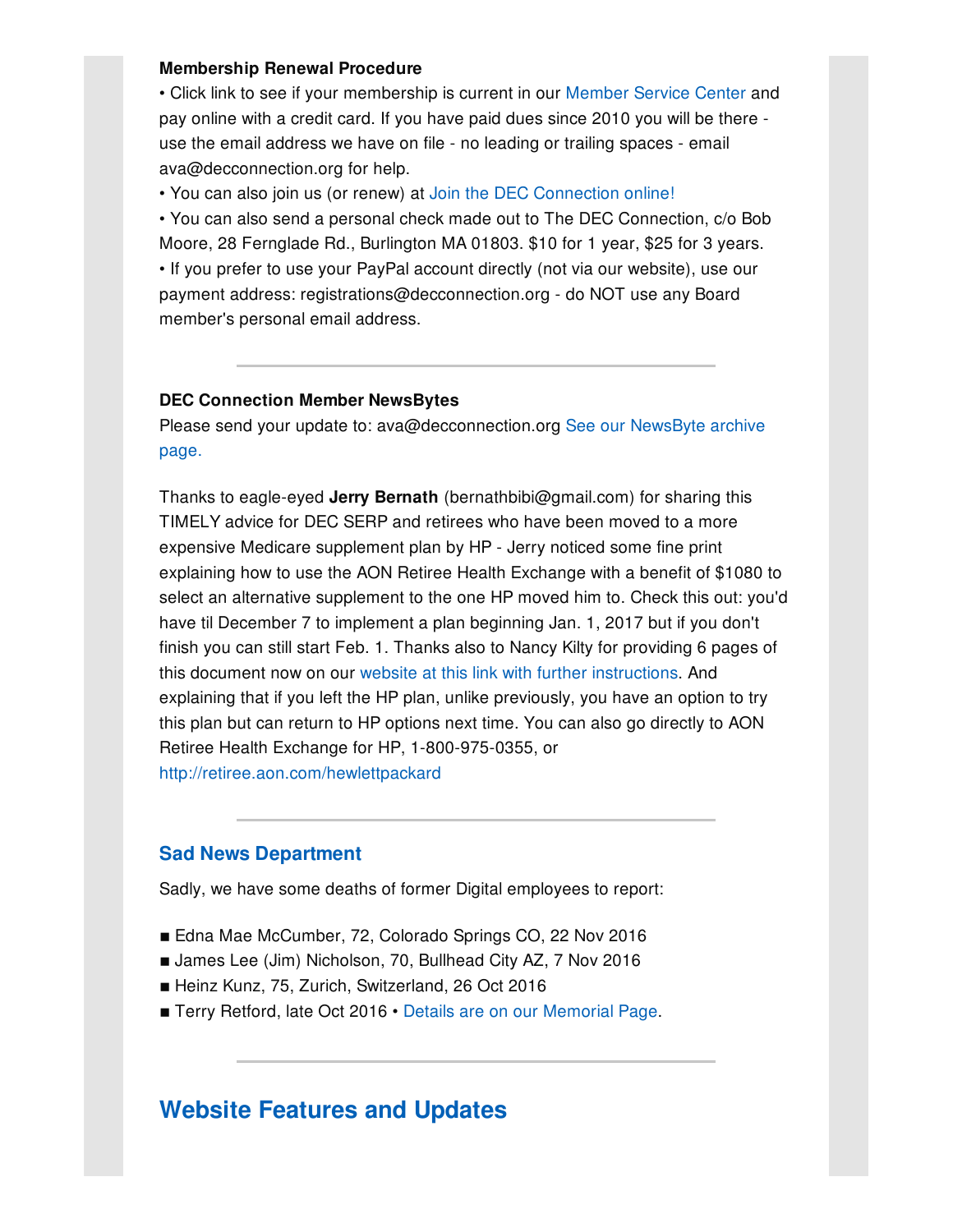**Membership Renewal Procedure**

• Click link to see if your membership is current in our Member Service Center and pay online with a credit card. If you have paid dues since 2010 you will be there - use the email address we have on file - no leading or trailing spaces - email ava@decconnection.org for help.

• You can also join us (or renew) at Join the DEC Connection online!

• You can also send a personal check made out to The DEC Connection, c/o Bob Moore, 28 Fernglade Rd., Burlington MA 01803. $10 for 1 year, $25 for 3 years.

• If you prefer to use your PayPal account directly (not via our website), use our payment address: registrations@decconnection.org - do NOT use any Board member's personal email address.

---

**DEC Connection Member NewsBytes**

Please send your update to: ava@decconnection.org See our NewsByte archive page.

Thanks to eagle-eyed **Jerry Bernath** (bernathbibi@gmail.com) for sharing this TIMELY advice for DEC SERP and retirees who have been moved to a more expensive Medicare supplement plan by HP - Jerry noticed some fine print explaining how to use the AON Retiree Health Exchange with a benefit of $1080 to select an alternative supplement to the one HP moved him to. Check this out: you'd have til December 7 to implement a plan beginning Jan. 1, 2017 but if you don't finish you can still start Feb. 1. Thanks also to Nancy Kilty for providing 6 pages of this document now on our website at this link with further instructions. And explaining that if you left the HP plan, unlike previously, you have an option to try this plan but can return to HP options next time. You can also go directly to AON Retiree Health Exchange for HP, 1-800-975-0355, or http://retiree.aon.com/hewlettpackard

---

### Sad News Department

Sadly, we have some deaths of former Digital employees to report:

- Edna Mae McCumber, 72, Colorado Springs CO, 22 Nov 2016
- James Lee (Jim) Nicholson, 70, Bullhead City AZ, 7 Nov 2016
- Heinz Kunz, 75, Zurich, Switzerland, 26 Oct 2016
- Terry Retford, late Oct 2016 • Details are on our Memorial Page.

---

## Website Features and Updates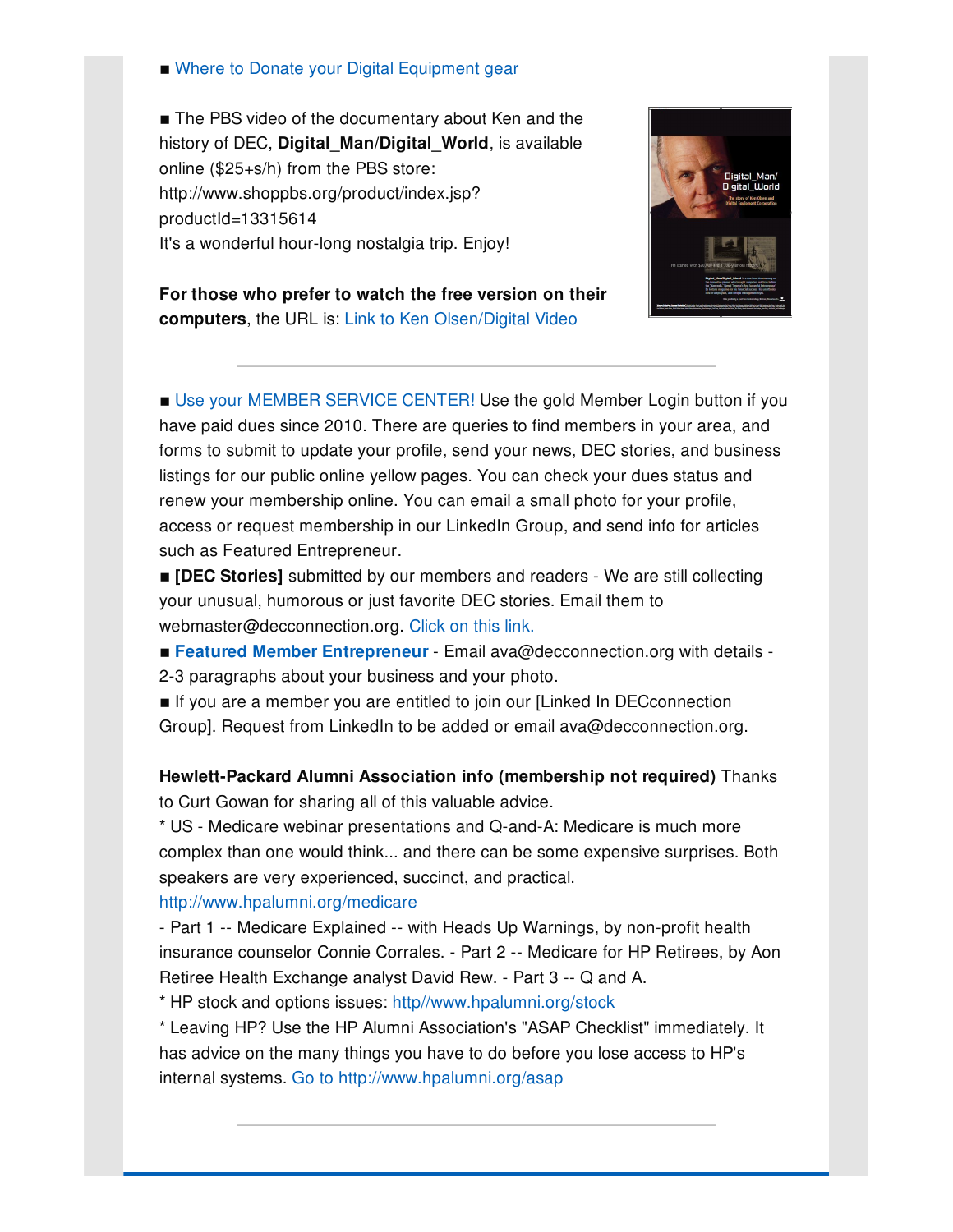■ Where to Donate your Digital Equipment gear

■ The PBS video of the documentary about Ken and the history of DEC, **Digital_Man/Digital_World**, is available online ($25+s/h) from the PBS store: http://www.shoppbs.org/product/index.jsp?productId=13315614
It's a wonderful hour-long nostalgia trip. Enjoy!

**For those who prefer to watch the free version on their computers**, the URL is: Link to Ken Olsen/Digital Video

---

■ Use your MEMBER SERVICE CENTER! Use the gold Member Login button if you have paid dues since 2010. There are queries to find members in your area, and forms to submit to update your profile, send your news, DEC stories, and business listings for our public online yellow pages. You can check your dues status and renew your membership online. You can email a small photo for your profile, access or request membership in our LinkedIn Group, and send info for articles such as Featured Entrepreneur.
■ **[DEC Stories]** submitted by our members and readers - We are still collecting your unusual, humorous or just favorite DEC stories. Email them to webmaster@decconnection.org. Click on this link.
■ **Featured Member Entrepreneur** - Email ava@decconnection.org with details - 2-3 paragraphs about your business and your photo.
■ If you are a member you are entitled to join our [Linked In DECconnection Group]. Request from LinkedIn to be added or email ava@decconnection.org.

**Hewlett-Packard Alumni Association info (membership not required)** Thanks to Curt Gowan for sharing all of this valuable advice.
* US - Medicare webinar presentations and Q-and-A: Medicare is much more complex than one would think... and there can be some expensive surprises. Both speakers are very experienced, succinct, and practical.
http://www.hpalumni.org/medicare
- Part 1 -- Medicare Explained -- with Heads Up Warnings, by non-profit health insurance counselor Connie Corrales. - Part 2 -- Medicare for HP Retirees, by Aon Retiree Health Exchange analyst David Rew. - Part 3 -- Q and A.
* HP stock and options issues: http//www.hpalumni.org/stock
* Leaving HP? Use the HP Alumni Association's "ASAP Checklist" immediately. It has advice on the many things you have to do before you lose access to HP's internal systems. Go to http://www.hpalumni.org/asap

---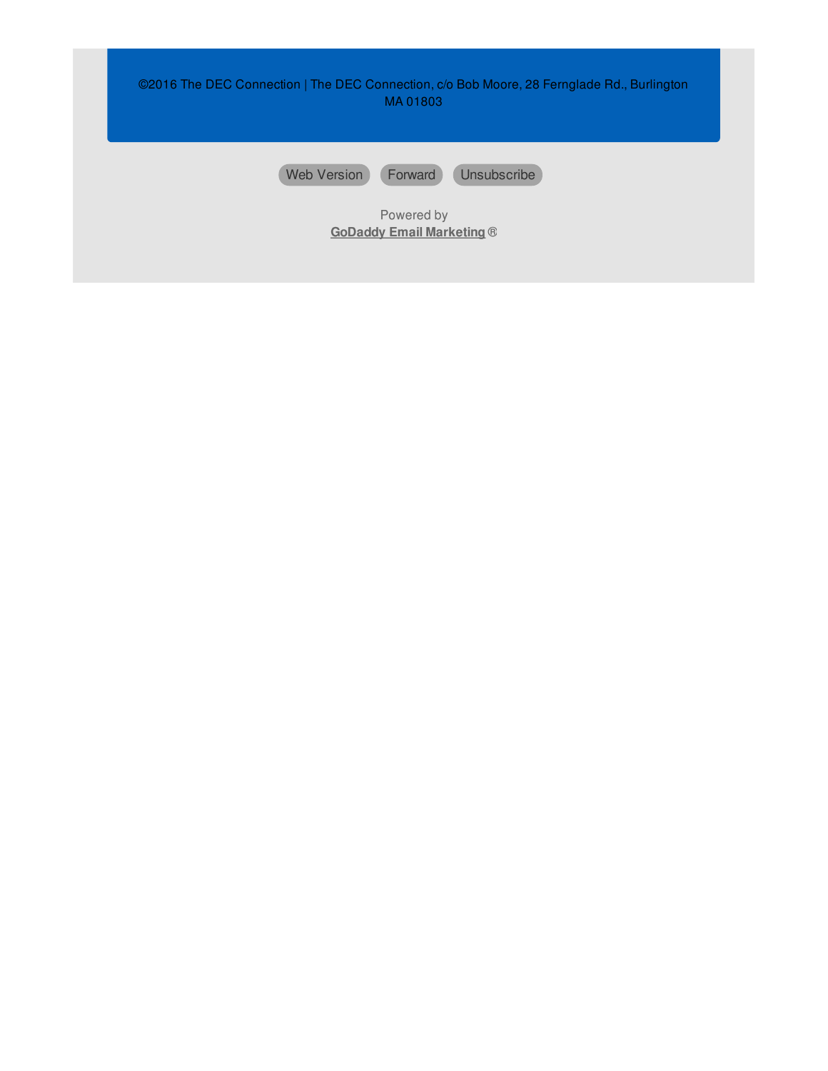©2016 The DEC Connection | The DEC Connection, c/o Bob Moore, 28 Fernglade Rd., Burlington MA 01803

Web Version Forward Unsubscribe

Powered by
**GoDaddy Email Marketing** ®